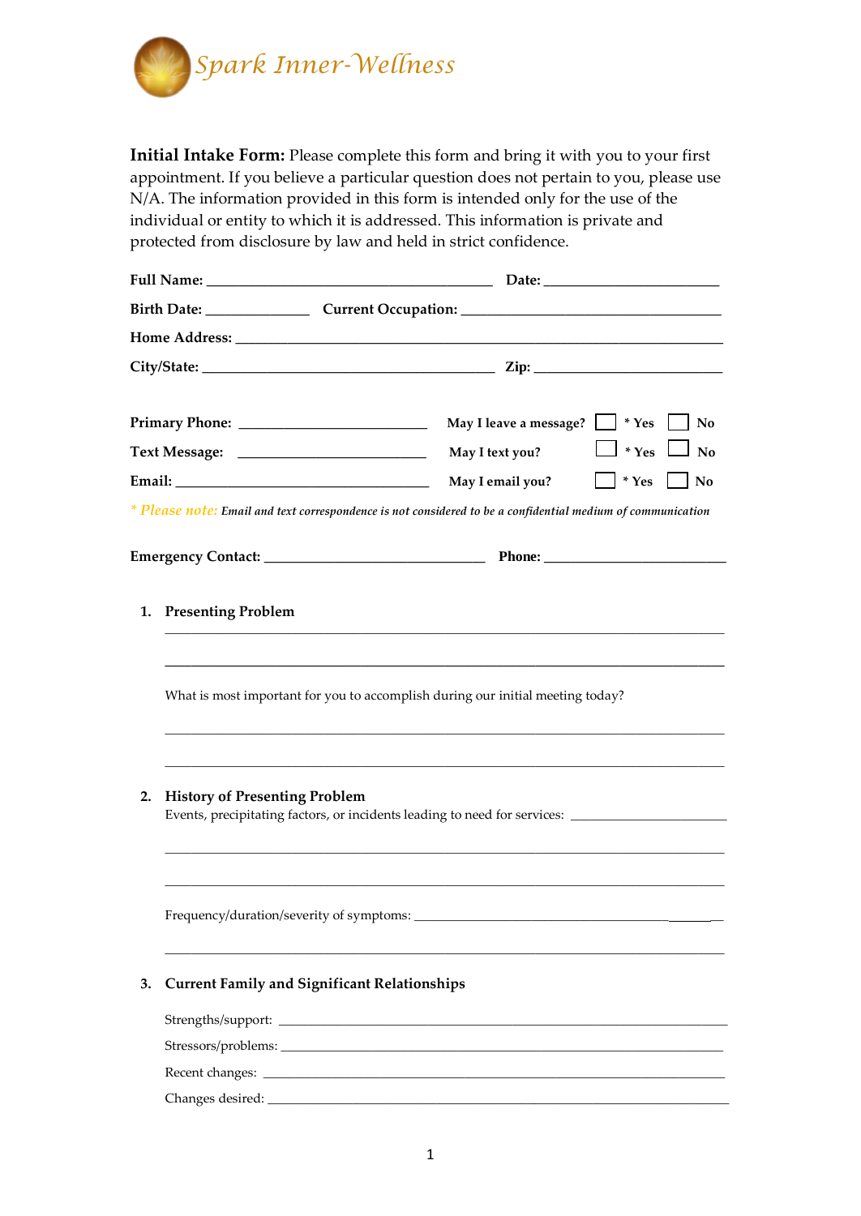# Spark Inner-Wellness

**Initial Intake Form:** Please complete this form and bring it with you to your first appointment. If you believe a particular question does not pertain to you, please use N/A. The information provided in this form is intended only for the use of the individual or entity to which it is addressed. This information is private and protected from disclosure by law and held in strict confidence.

**Full Name:** ________________________________________ **Date:** ________________________

**Birth Date:** ______________ **Current Occupation:** ____________________________________

**Home Address:** ____________________________________________________________________

**City/State:** ___________________________________________ **Zip:** __________________________

**Primary Phone:** ___________________________ **May I leave a message?** ☐ * Yes ☐ No

**Text Message:** ___________________________ **May I text you?** ☐ * Yes ☐ No

**Email:** ____________________________________ **May I email you?** ☐ * Yes ☐ No

*\* Please note: Email and text correspondence is not considered to be a confidential medium of communication*

**Emergency Contact:** _______________________________ **Phone:** __________________________

1. **Presenting Problem**

   ________________________________________________________________________________

   ________________________________________________________________________________

   What is most important for you to accomplish during our initial meeting today?

   ________________________________________________________________________________

   ________________________________________________________________________________

2. **History of Presenting Problem**
   Events, precipitating factors, or incidents leading to need for services: ______________________

   ________________________________________________________________________________

   ________________________________________________________________________________

   Frequency/duration/severity of symptoms: ______________________________________________

   ________________________________________________________________________________

3. **Current Family and Significant Relationships**

   Strengths/support: _______________________________________________________________

   Stressors/problems: ______________________________________________________________

   Recent changes: _________________________________________________________________

   Changes desired: _________________________________________________________________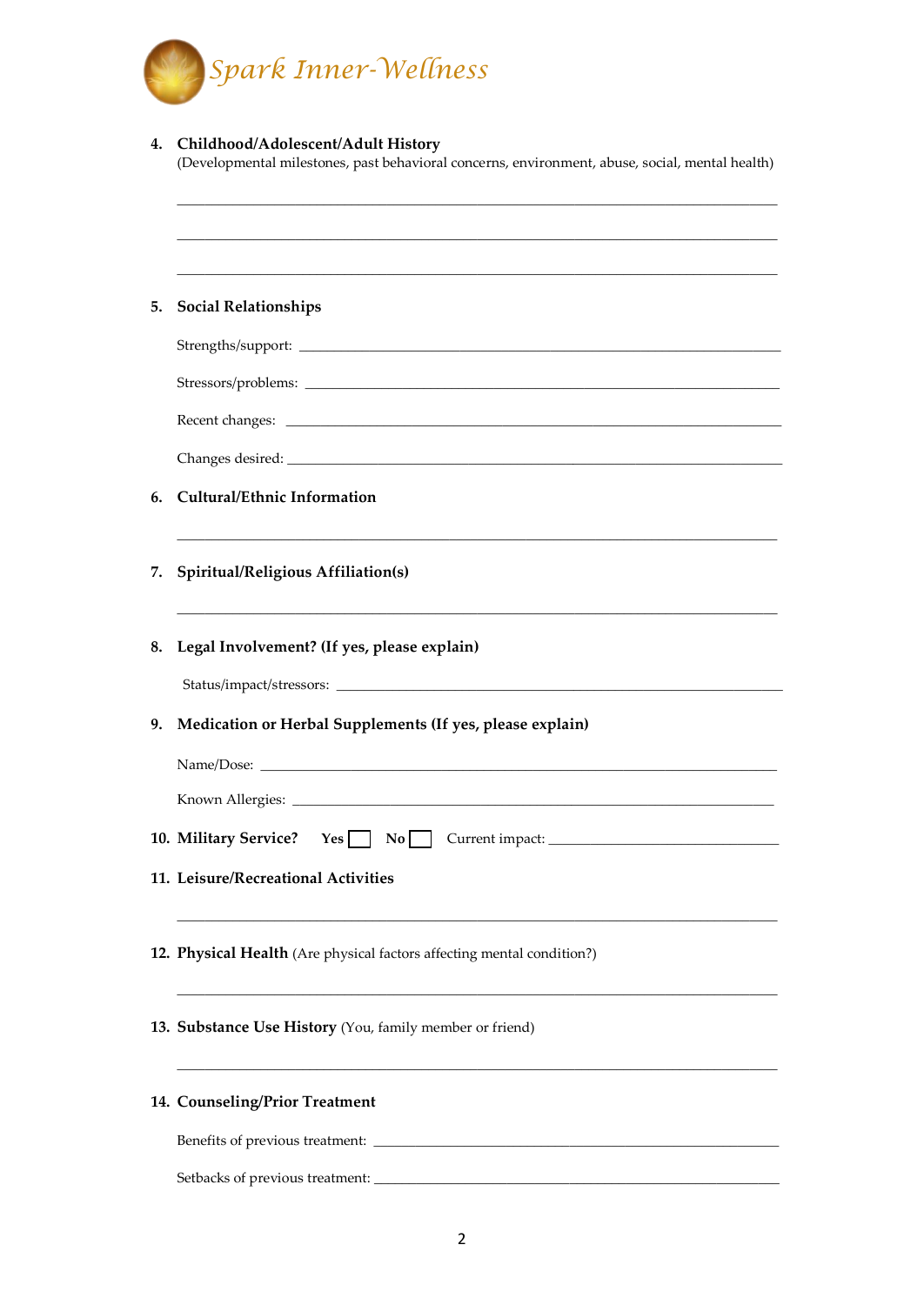Spark Inner-Wellness

4. **Childhood/Adolescent/Adult History**
(Developmental milestones, past behavioral concerns, environment, abuse, social, mental health)

______________________________________________________________________________

______________________________________________________________________________

______________________________________________________________________________

5. **Social Relationships**

Strengths/support: ____________________________________________________________

Stressors/problems: ___________________________________________________________

Recent changes: ______________________________________________________________

Changes desired: ______________________________________________________________

6. **Cultural/Ethnic Information**

______________________________________________________________________________

7. **Spiritual/Religious Affiliation(s)**

______________________________________________________________________________

8. **Legal Involvement? (If yes, please explain)**

Status/impact/stressors: ________________________________________________________

9. **Medication or Herbal Supplements (If yes, please explain)**

Name/Dose: _________________________________________________________________

Known Allergies: _____________________________________________________________

10. **Military Service?** Yes ☐ No ☐ Current impact: ______________________________

11. **Leisure/Recreational Activities**

______________________________________________________________________________

12. **Physical Health** (Are physical factors affecting mental condition?)

______________________________________________________________________________

13. **Substance Use History** (You, family member or friend)

______________________________________________________________________________

14. **Counseling/Prior Treatment**

Benefits of previous treatment: __________________________________________________

Setbacks of previous treatment: _________________________________________________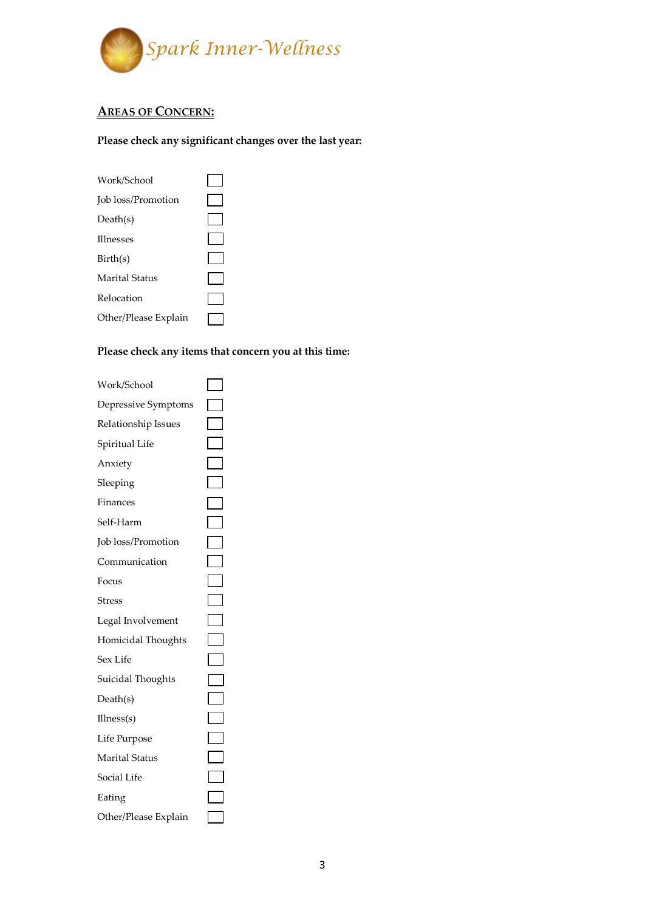Spark Inner-Wellness

## AREAS OF CONCERN:

**Please check any significant changes over the last year:**

- Work/School ☐
- Job loss/Promotion ☐
- Death(s) ☐
- Illnesses ☐
- Birth(s) ☐
- Marital Status ☐
- Relocation ☐
- Other/Please Explain ☐

**Please check any items that concern you at this time:**

- Work/School ☐
- Depressive Symptoms ☐
- Relationship Issues ☐
- Spiritual Life ☐
- Anxiety ☐
- Sleeping ☐
- Finances ☐
- Self-Harm ☐
- Job loss/Promotion ☐
- Communication ☐
- Focus ☐
- Stress ☐
- Legal Involvement ☐
- Homicidal Thoughts ☐
- Sex Life ☐
- Suicidal Thoughts ☐
- Death(s) ☐
- Illness(s) ☐
- Life Purpose ☐
- Marital Status ☐
- Social Life ☐
- Eating ☐
- Other/Please Explain ☐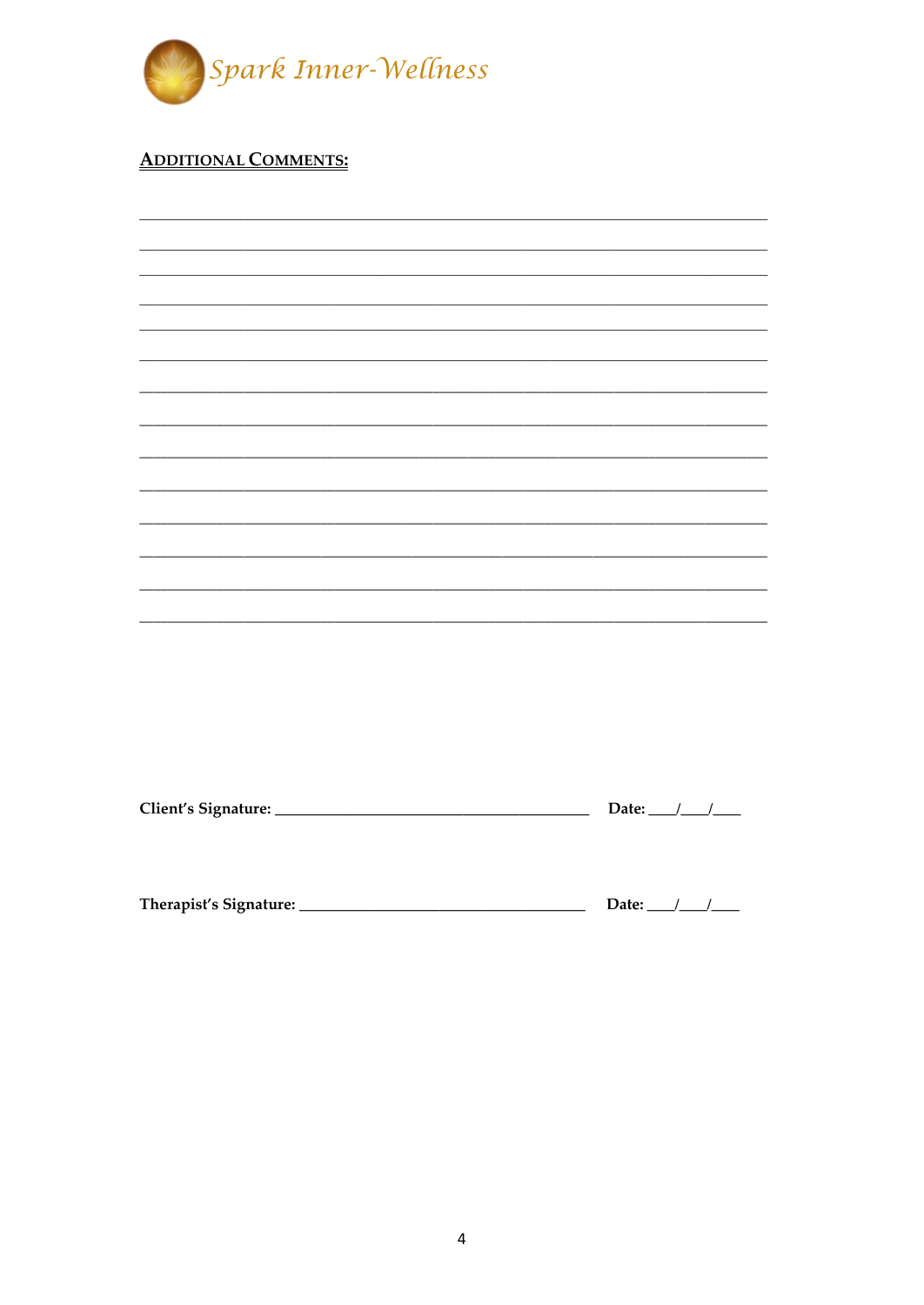Spark Inner-Wellness

## ADDITIONAL COMMENTS:

______________________________________________________________________________

______________________________________________________________________________

______________________________________________________________________________

______________________________________________________________________________

______________________________________________________________________________

______________________________________________________________________________

______________________________________________________________________________

______________________________________________________________________________

______________________________________________________________________________

______________________________________________________________________________

______________________________________________________________________________

______________________________________________________________________________

______________________________________________________________________________

______________________________________________________________________________

**Client's Signature: ________________________________________ Date: ___/___/___**

**Therapist's Signature: ____________________________________ Date: ___/___/___**